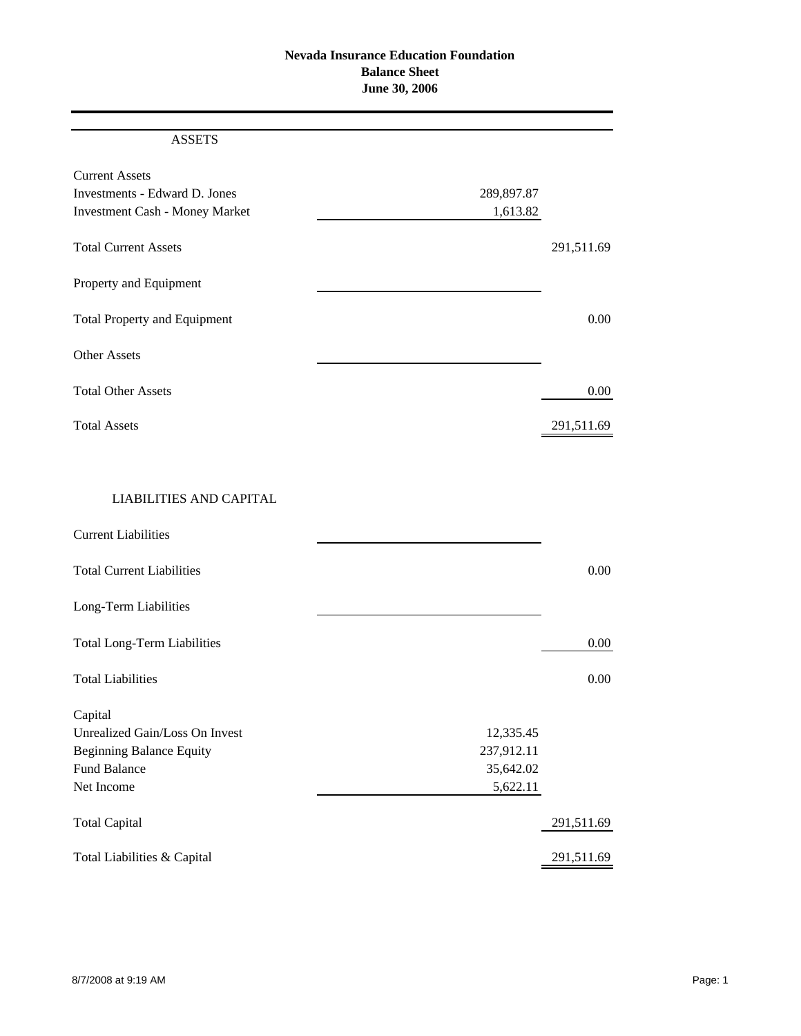# Nevada Insurance Education Foundation
## Balance Sheet
### June 30, 2006

| ASSETS | | |
|---|---|---|
| **Current Assets** | | |
| Investments - Edward D. Jones | 289,897.87 | |
| Investment Cash - Money Market | 1,613.82 | |
| Total Current Assets | | 291,511.69 |
| **Property and Equipment** | | |
| Total Property and Equipment | | 0.00 |
| **Other Assets** | | |
| Total Other Assets | | 0.00 |
| Total Assets | | 291,511.69 |

| LIABILITIES AND CAPITAL | | |
|---|---|---|
| **Current Liabilities** | | |
| Total Current Liabilities | | 0.00 |
| **Long-Term Liabilities** | | |
| Total Long-Term Liabilities | | 0.00 |
| Total Liabilities | | 0.00 |
| **Capital** | | |
| Unrealized Gain/Loss On Invest | 12,335.45 | |
| Beginning Balance Equity | 237,912.11 | |
| Fund Balance | 35,642.02 | |
| Net Income | 5,622.11 | |
| Total Capital | | 291,511.69 |
| Total Liabilities & Capital | | 291,511.69 |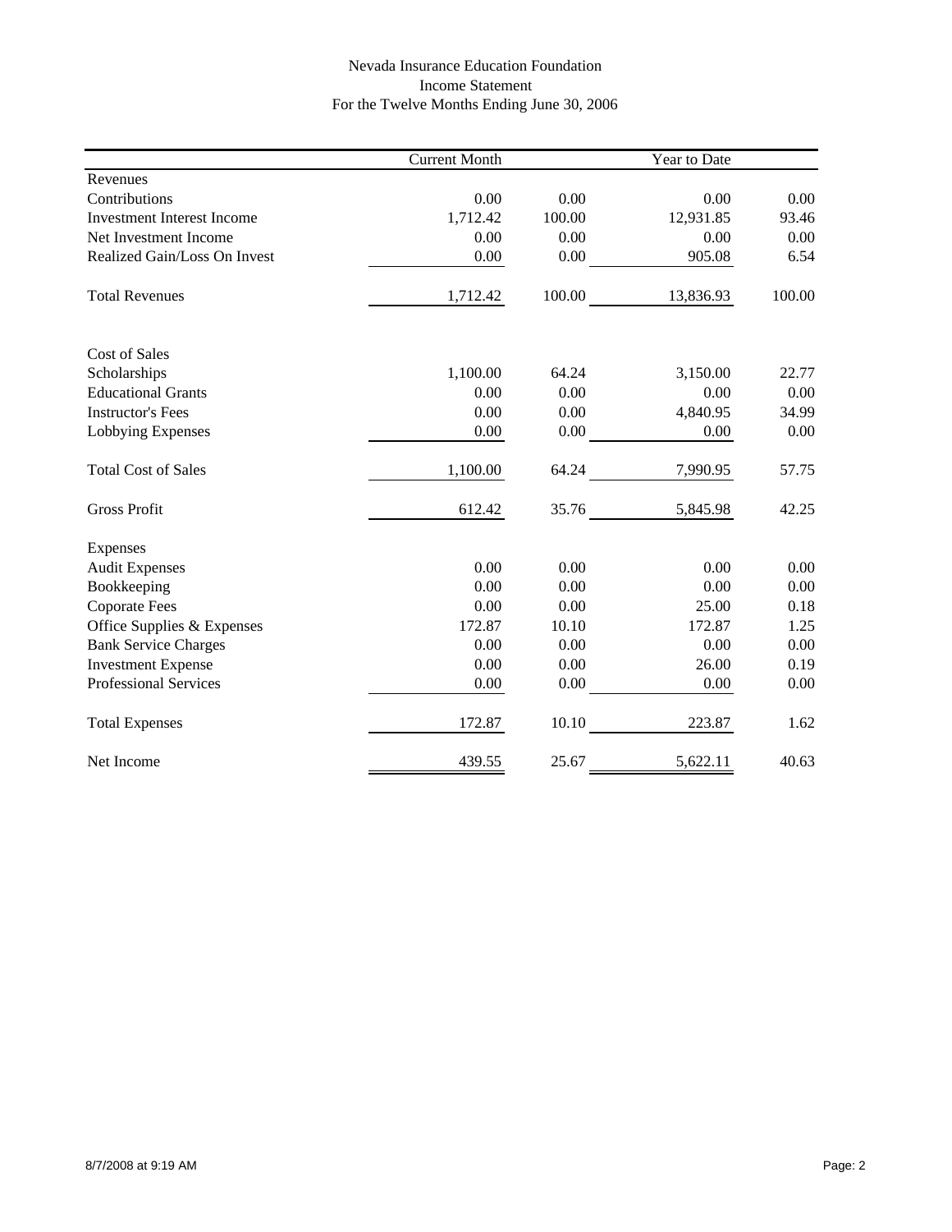Nevada Insurance Education Foundation
Income Statement
For the Twelve Months Ending June 30, 2006

| | Current Month | | Year to Date | |
|---|---|---|---|---|
| Revenues | | | | |
| Contributions | 0.00 | 0.00 | 0.00 | 0.00 |
| Investment Interest Income | 1,712.42 | 100.00 | 12,931.85 | 93.46 |
| Net Investment Income | 0.00 | 0.00 | 0.00 | 0.00 |
| Realized Gain/Loss On Invest | 0.00 | 0.00 | 905.08 | 6.54 |
| Total Revenues | 1,712.42 | 100.00 | 13,836.93 | 100.00 |
| Cost of Sales | | | | |
| Scholarships | 1,100.00 | 64.24 | 3,150.00 | 22.77 |
| Educational Grants | 0.00 | 0.00 | 0.00 | 0.00 |
| Instructor's Fees | 0.00 | 0.00 | 4,840.95 | 34.99 |
| Lobbying Expenses | 0.00 | 0.00 | 0.00 | 0.00 |
| Total Cost of Sales | 1,100.00 | 64.24 | 7,990.95 | 57.75 |
| Gross Profit | 612.42 | 35.76 | 5,845.98 | 42.25 |
| Expenses | | | | |
| Audit Expenses | 0.00 | 0.00 | 0.00 | 0.00 |
| Bookkeeping | 0.00 | 0.00 | 0.00 | 0.00 |
| Coporate Fees | 0.00 | 0.00 | 25.00 | 0.18 |
| Office Supplies & Expenses | 172.87 | 10.10 | 172.87 | 1.25 |
| Bank Service Charges | 0.00 | 0.00 | 0.00 | 0.00 |
| Investment Expense | 0.00 | 0.00 | 26.00 | 0.19 |
| Professional Services | 0.00 | 0.00 | 0.00 | 0.00 |
| Total Expenses | 172.87 | 10.10 | 223.87 | 1.62 |
| Net Income | 439.55 | 25.67 | 5,622.11 | 40.63 |

8/7/2008 at 9:19 AM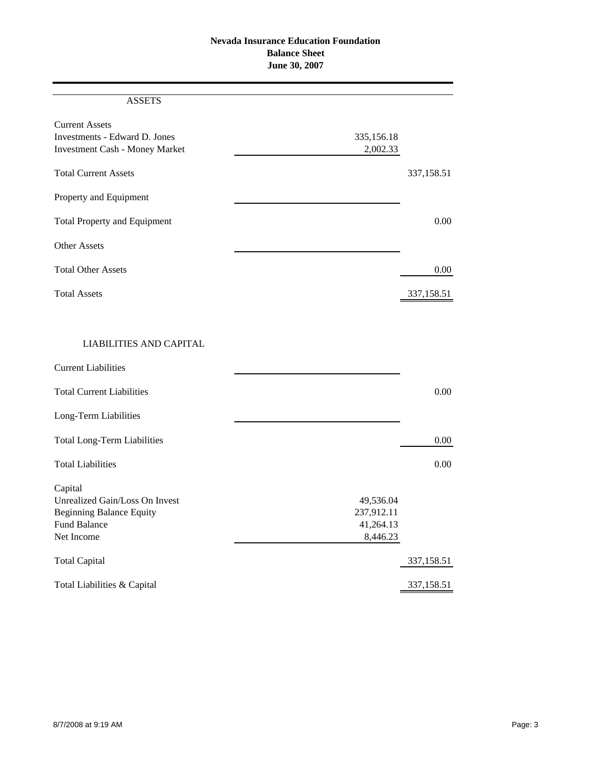**Nevada Insurance Education Foundation**
**Balance Sheet**
**June 30, 2007**

| ASSETS | | |
|---|---|---|
| Current Assets | | |
| Investments - Edward D. Jones | 335,156.18 | |
| Investment Cash - Money Market | 2,002.33 | |
| Total Current Assets | | 337,158.51 |
| Property and Equipment | | |
| Total Property and Equipment | | 0.00 |
| Other Assets | | |
| Total Other Assets | | 0.00 |
| Total Assets | | 337,158.51 |

| LIABILITIES AND CAPITAL | | |
|---|---|---|
| Current Liabilities | | |
| Total Current Liabilities | | 0.00 |
| Long-Term Liabilities | | |
| Total Long-Term Liabilities | | 0.00 |
| Total Liabilities | | 0.00 |
| Capital | | |
| Unrealized Gain/Loss On Invest | 49,536.04 | |
| Beginning Balance Equity | 237,912.11 | |
| Fund Balance | 41,264.13 | |
| Net Income | 8,446.23 | |
| Total Capital | | 337,158.51 |
| Total Liabilities & Capital | | 337,158.51 |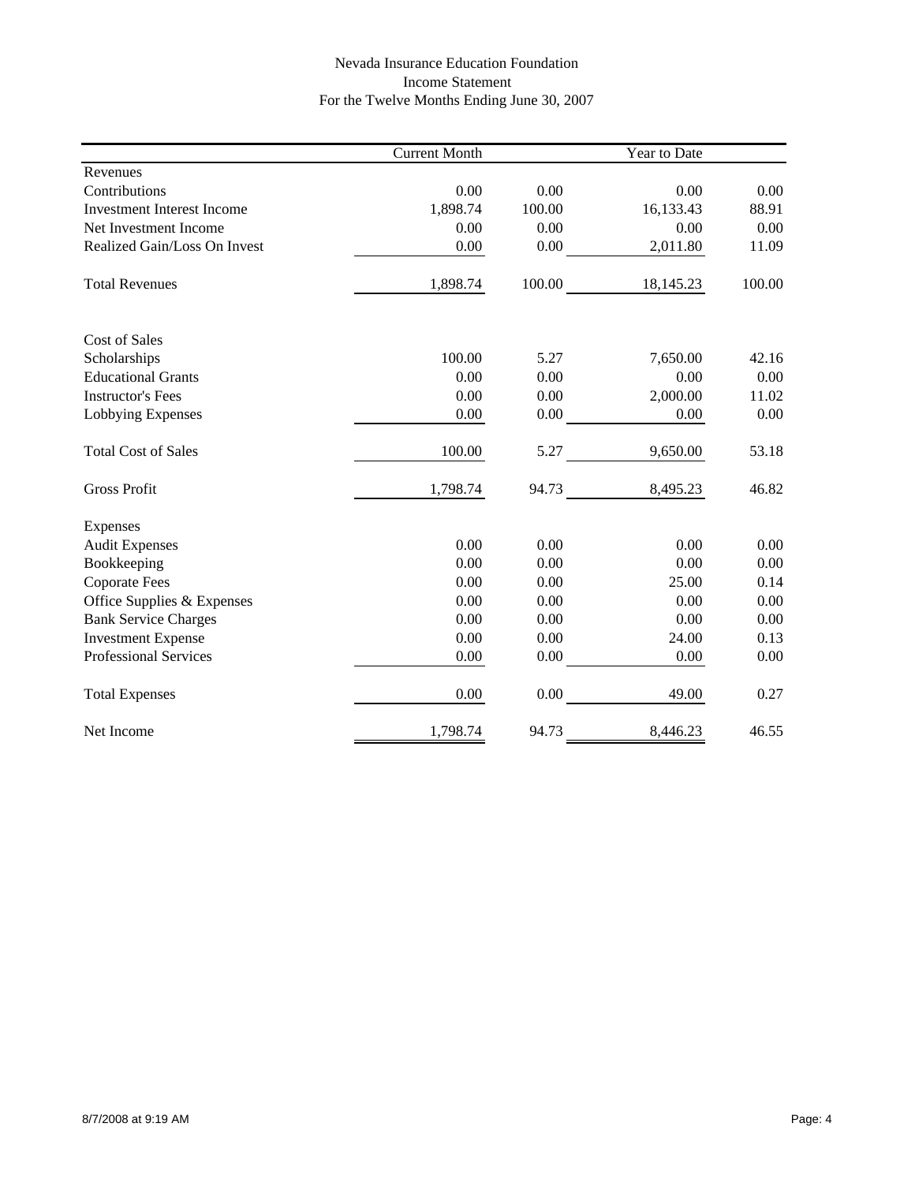Nevada Insurance Education Foundation

Income Statement

For the Twelve Months Ending June 30, 2007

| | Current Month | | Year to Date | |
|---|---|---|---|---|
| Revenues | | | | |
| Contributions | 0.00 | 0.00 | 0.00 | 0.00 |
| Investment Interest Income | 1,898.74 | 100.00 | 16,133.43 | 88.91 |
| Net Investment Income | 0.00 | 0.00 | 0.00 | 0.00 |
| Realized Gain/Loss On Invest | 0.00 | 0.00 | 2,011.80 | 11.09 |
| Total Revenues | 1,898.74 | 100.00 | 18,145.23 | 100.00 |
| Cost of Sales | | | | |
| Scholarships | 100.00 | 5.27 | 7,650.00 | 42.16 |
| Educational Grants | 0.00 | 0.00 | 0.00 | 0.00 |
| Instructor's Fees | 0.00 | 0.00 | 2,000.00 | 11.02 |
| Lobbying Expenses | 0.00 | 0.00 | 0.00 | 0.00 |
| Total Cost of Sales | 100.00 | 5.27 | 9,650.00 | 53.18 |
| Gross Profit | 1,798.74 | 94.73 | 8,495.23 | 46.82 |
| Expenses | | | | |
| Audit Expenses | 0.00 | 0.00 | 0.00 | 0.00 |
| Bookkeeping | 0.00 | 0.00 | 0.00 | 0.00 |
| Coporate Fees | 0.00 | 0.00 | 25.00 | 0.14 |
| Office Supplies & Expenses | 0.00 | 0.00 | 0.00 | 0.00 |
| Bank Service Charges | 0.00 | 0.00 | 0.00 | 0.00 |
| Investment Expense | 0.00 | 0.00 | 24.00 | 0.13 |
| Professional Services | 0.00 | 0.00 | 0.00 | 0.00 |
| Total Expenses | 0.00 | 0.00 | 49.00 | 0.27 |
| Net Income | 1,798.74 | 94.73 | 8,446.23 | 46.55 |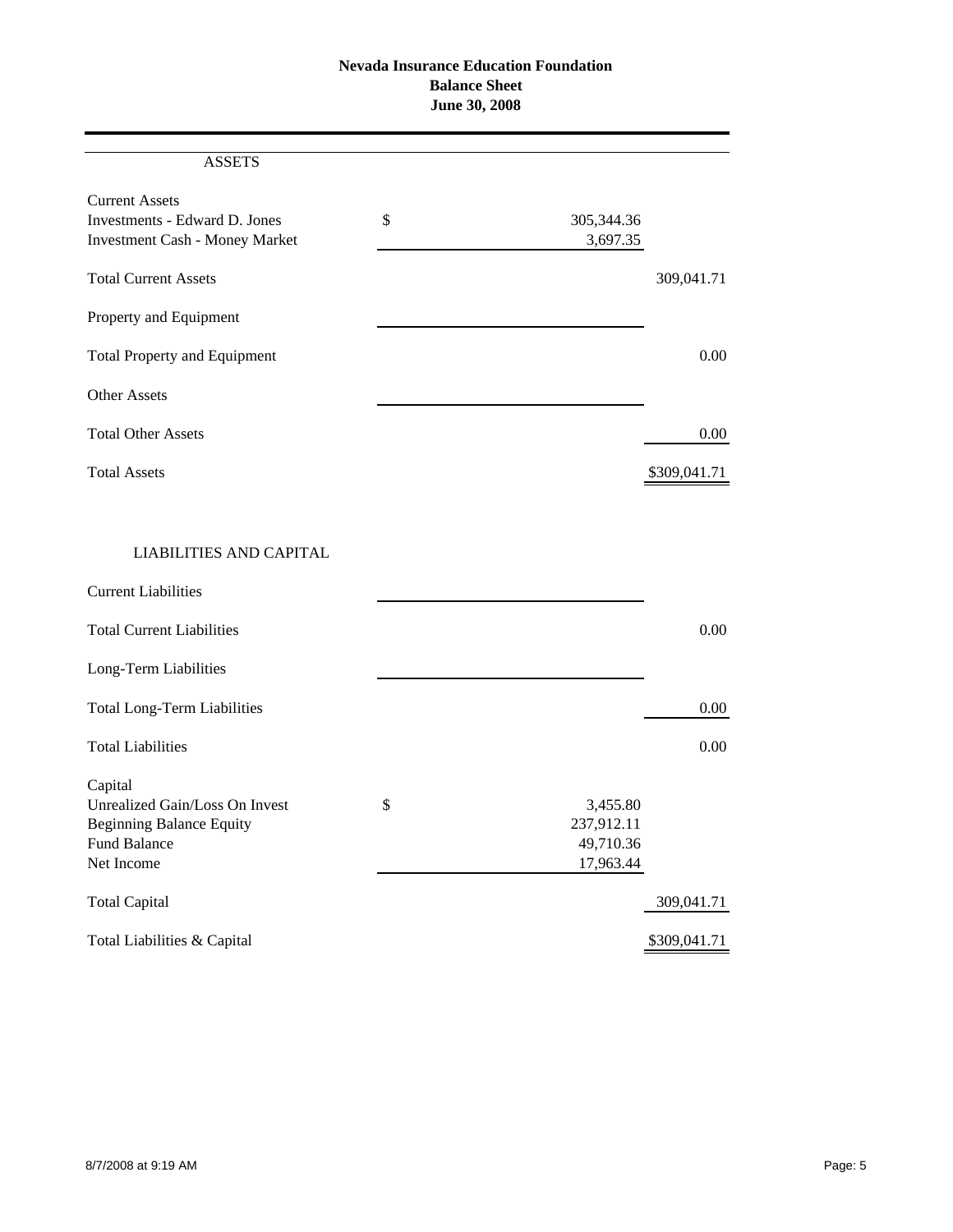**Nevada Insurance Education Foundation**
**Balance Sheet**
**June 30, 2008**

| ASSETS | | |
|---|---|---|
| **Current Assets** | | |
| Investments - Edward D. Jones | $ 305,344.36 | |
| Investment Cash - Money Market | 3,697.35 | |
| Total Current Assets | | 309,041.71 |
| **Property and Equipment** | | |
| Total Property and Equipment | | 0.00 |
| **Other Assets** | | |
| Total Other Assets | | 0.00 |
| Total Assets | | $309,041.71 |

| LIABILITIES AND CAPITAL | | |
|---|---|---|
| **Current Liabilities** | | |
| Total Current Liabilities | | 0.00 |
| **Long-Term Liabilities** | | |
| Total Long-Term Liabilities | | 0.00 |
| Total Liabilities | | 0.00 |
| **Capital** | | |
| Unrealized Gain/Loss On Invest | $ 3,455.80 | |
| Beginning Balance Equity | 237,912.11 | |
| Fund Balance | 49,710.36 | |
| Net Income | 17,963.44 | |
| Total Capital | | 309,041.71 |
| Total Liabilities & Capital | | $309,041.71 |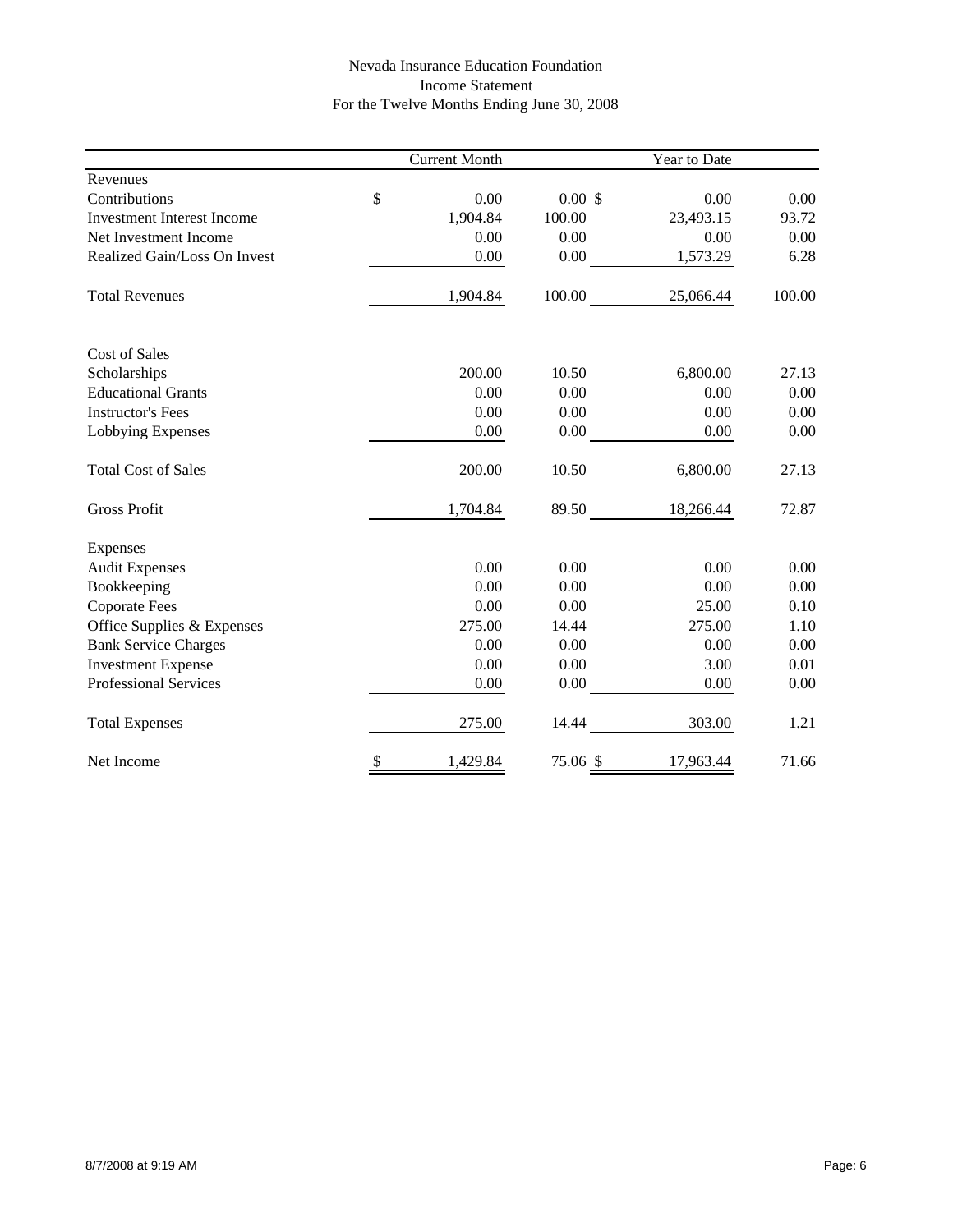# Nevada Insurance Education Foundation

## Income Statement

### For the Twelve Months Ending June 30, 2008

| | Current Month | | Year to Date | |
|---|---|---|---|---|
| **Revenues** | | | | |
| Contributions | $ 0.00 | 0.00 | $ 0.00 | 0.00 |
| Investment Interest Income | 1,904.84 | 100.00 | 23,493.15 | 93.72 |
| Net Investment Income | 0.00 | 0.00 | 0.00 | 0.00 |
| Realized Gain/Loss On Invest | 0.00 | 0.00 | 1,573.29 | 6.28 |
| Total Revenues | 1,904.84 | 100.00 | 25,066.44 | 100.00 |
| **Cost of Sales** | | | | |
| Scholarships | 200.00 | 10.50 | 6,800.00 | 27.13 |
| Educational Grants | 0.00 | 0.00 | 0.00 | 0.00 |
| Instructor's Fees | 0.00 | 0.00 | 0.00 | 0.00 |
| Lobbying Expenses | 0.00 | 0.00 | 0.00 | 0.00 |
| Total Cost of Sales | 200.00 | 10.50 | 6,800.00 | 27.13 |
| Gross Profit | 1,704.84 | 89.50 | 18,266.44 | 72.87 |
| **Expenses** | | | | |
| Audit Expenses | 0.00 | 0.00 | 0.00 | 0.00 |
| Bookkeeping | 0.00 | 0.00 | 0.00 | 0.00 |
| Coporate Fees | 0.00 | 0.00 | 25.00 | 0.10 |
| Office Supplies & Expenses | 275.00 | 14.44 | 275.00 | 1.10 |
| Bank Service Charges | 0.00 | 0.00 | 0.00 | 0.00 |
| Investment Expense | 0.00 | 0.00 | 3.00 | 0.01 |
| Professional Services | 0.00 | 0.00 | 0.00 | 0.00 |
| Total Expenses | 275.00 | 14.44 | 303.00 | 1.21 |
| Net Income | $ 1,429.84 | 75.06 | $ 17,963.44 | 71.66 |

8/7/2008 at 9:19 AM